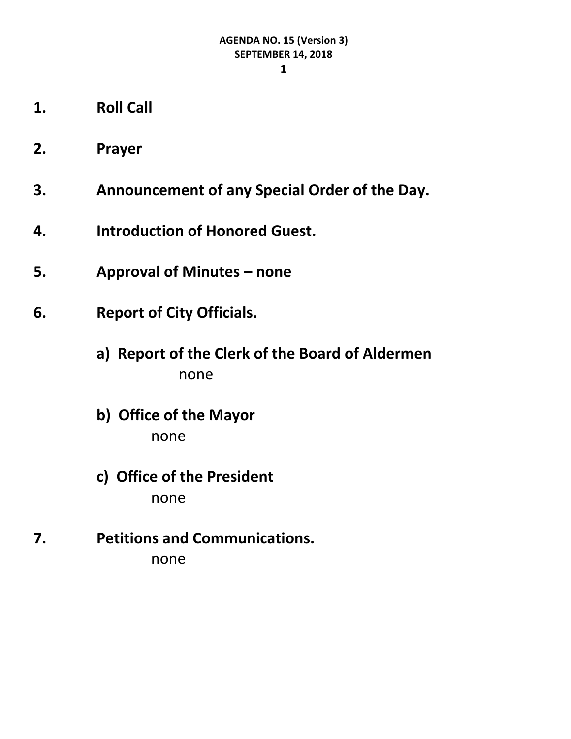**AGENDA NO. 15 (Version 3)**
**SEPTEMBER 14, 2018**

1. **Roll Call**

2. **Prayer**

3. **Announcement of any Special Order of the Day.**

4. **Introduction of Honored Guest.**

5. **Approval of Minutes – none**

6. **Report of City Officials.**

   **a) Report of the Clerk of the Board of Aldermen**
   none

   **b) Office of the Mayor**
   none

   **c) Office of the President**
   none

7. **Petitions and Communications.**
   none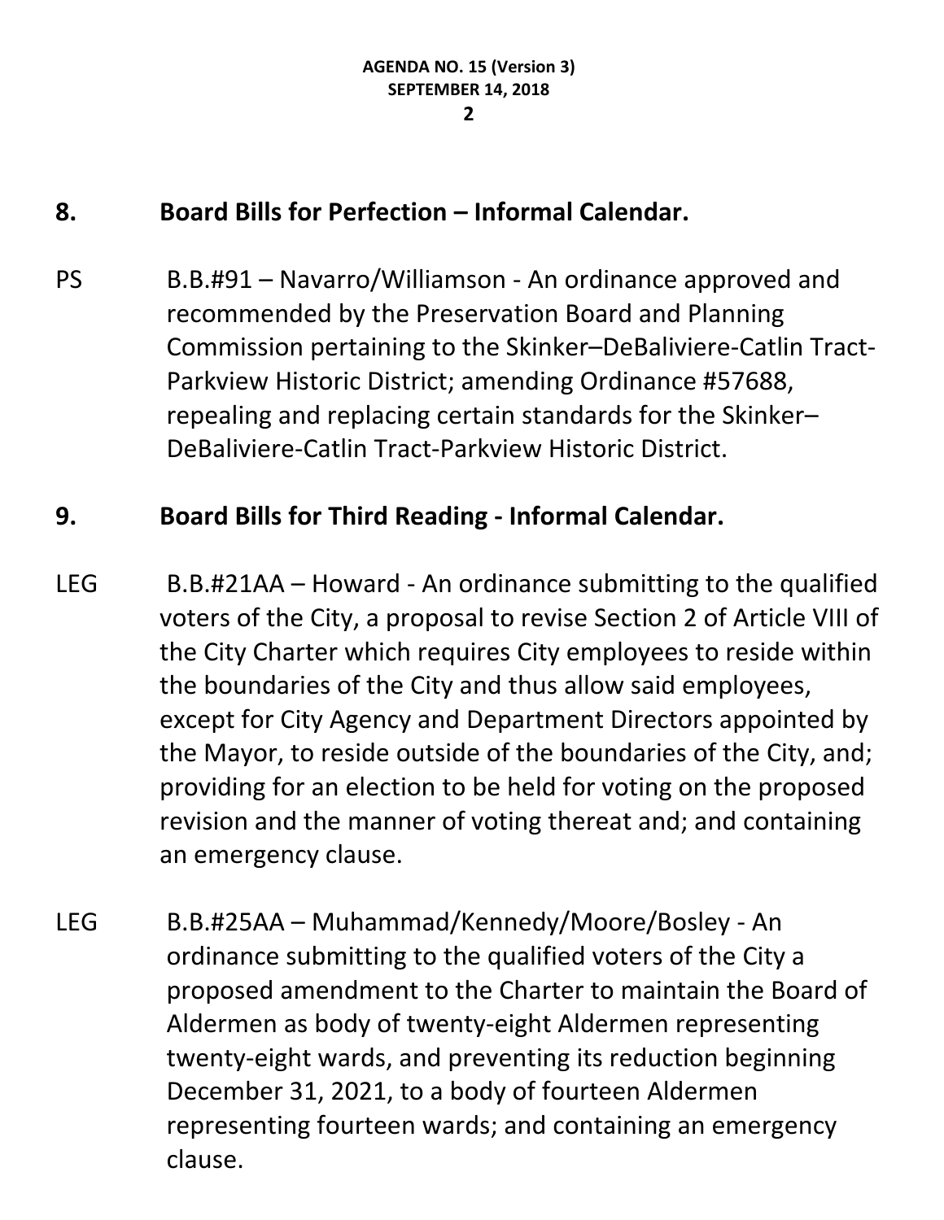## 8. Board Bills for Perfection – Informal Calendar.

PS B.B.#91 – Navarro/Williamson - An ordinance approved and recommended by the Preservation Board and Planning Commission pertaining to the Skinker–DeBaliviere-Catlin Tract-Parkview Historic District; amending Ordinance #57688, repealing and replacing certain standards for the Skinker–DeBaliviere-Catlin Tract-Parkview Historic District.

## 9. Board Bills for Third Reading - Informal Calendar.

LEG B.B.#21AA – Howard - An ordinance submitting to the qualified voters of the City, a proposal to revise Section 2 of Article VIII of the City Charter which requires City employees to reside within the boundaries of the City and thus allow said employees, except for City Agency and Department Directors appointed by the Mayor, to reside outside of the boundaries of the City, and; providing for an election to be held for voting on the proposed revision and the manner of voting thereat and; and containing an emergency clause.

LEG B.B.#25AA – Muhammad/Kennedy/Moore/Bosley - An ordinance submitting to the qualified voters of the City a proposed amendment to the Charter to maintain the Board of Aldermen as body of twenty-eight Aldermen representing twenty-eight wards, and preventing its reduction beginning December 31, 2021, to a body of fourteen Aldermen representing fourteen wards; and containing an emergency clause.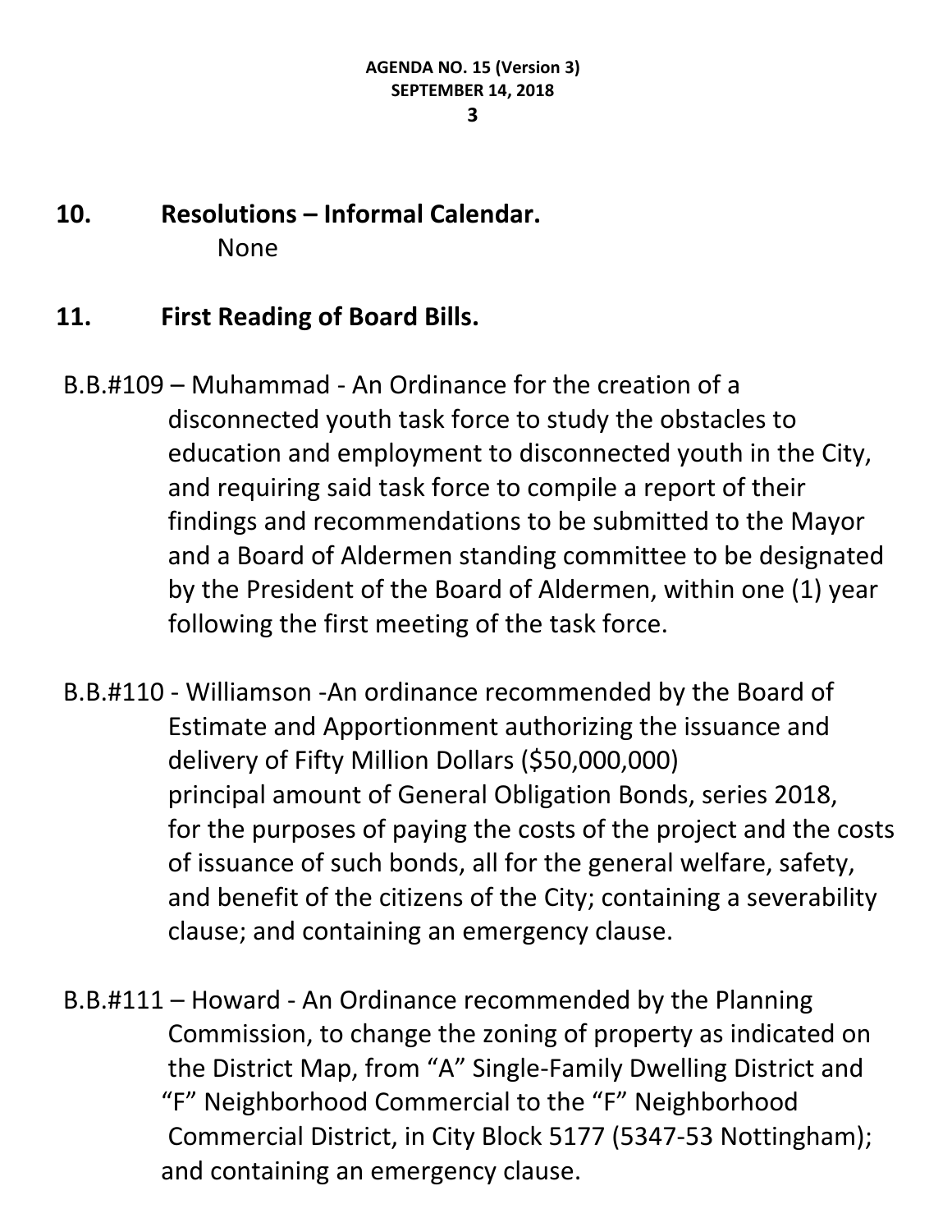## 10. Resolutions – Informal Calendar.

None

## 11. First Reading of Board Bills.

B.B.#109 – Muhammad - An Ordinance for the creation of a disconnected youth task force to study the obstacles to education and employment to disconnected youth in the City, and requiring said task force to compile a report of their findings and recommendations to be submitted to the Mayor and a Board of Aldermen standing committee to be designated by the President of the Board of Aldermen, within one (1) year following the first meeting of the task force.

B.B.#110 - Williamson -An ordinance recommended by the Board of Estimate and Apportionment authorizing the issuance and delivery of Fifty Million Dollars ($50,000,000) principal amount of General Obligation Bonds, series 2018, for the purposes of paying the costs of the project and the costs of issuance of such bonds, all for the general welfare, safety, and benefit of the citizens of the City; containing a severability clause; and containing an emergency clause.

B.B.#111 – Howard - An Ordinance recommended by the Planning Commission, to change the zoning of property as indicated on the District Map, from "A" Single-Family Dwelling District and "F" Neighborhood Commercial to the "F" Neighborhood Commercial District, in City Block 5177 (5347-53 Nottingham); and containing an emergency clause.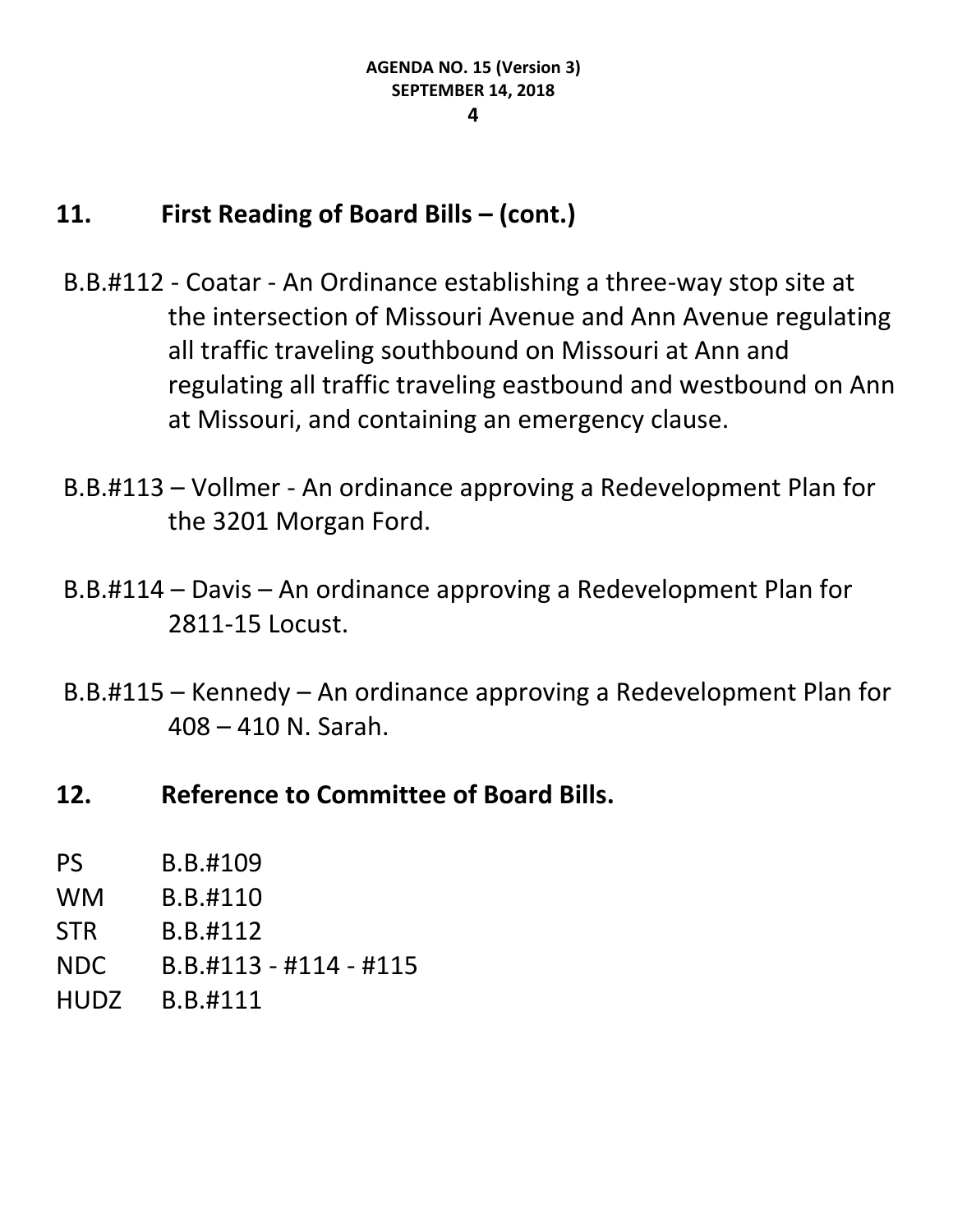## 11. First Reading of Board Bills – (cont.)

B.B.#112 - Coatar - An Ordinance establishing a three-way stop site at the intersection of Missouri Avenue and Ann Avenue regulating all traffic traveling southbound on Missouri at Ann and regulating all traffic traveling eastbound and westbound on Ann at Missouri, and containing an emergency clause.

B.B.#113 – Vollmer - An ordinance approving a Redevelopment Plan for the 3201 Morgan Ford.

B.B.#114 – Davis – An ordinance approving a Redevelopment Plan for 2811-15 Locust.

B.B.#115 – Kennedy – An ordinance approving a Redevelopment Plan for 408 – 410 N. Sarah.

## 12. Reference to Committee of Board Bills.

PS B.B.#109
WM B.B.#110
STR B.B.#112
NDC B.B.#113 - #114 - #115
HUDZ B.B.#111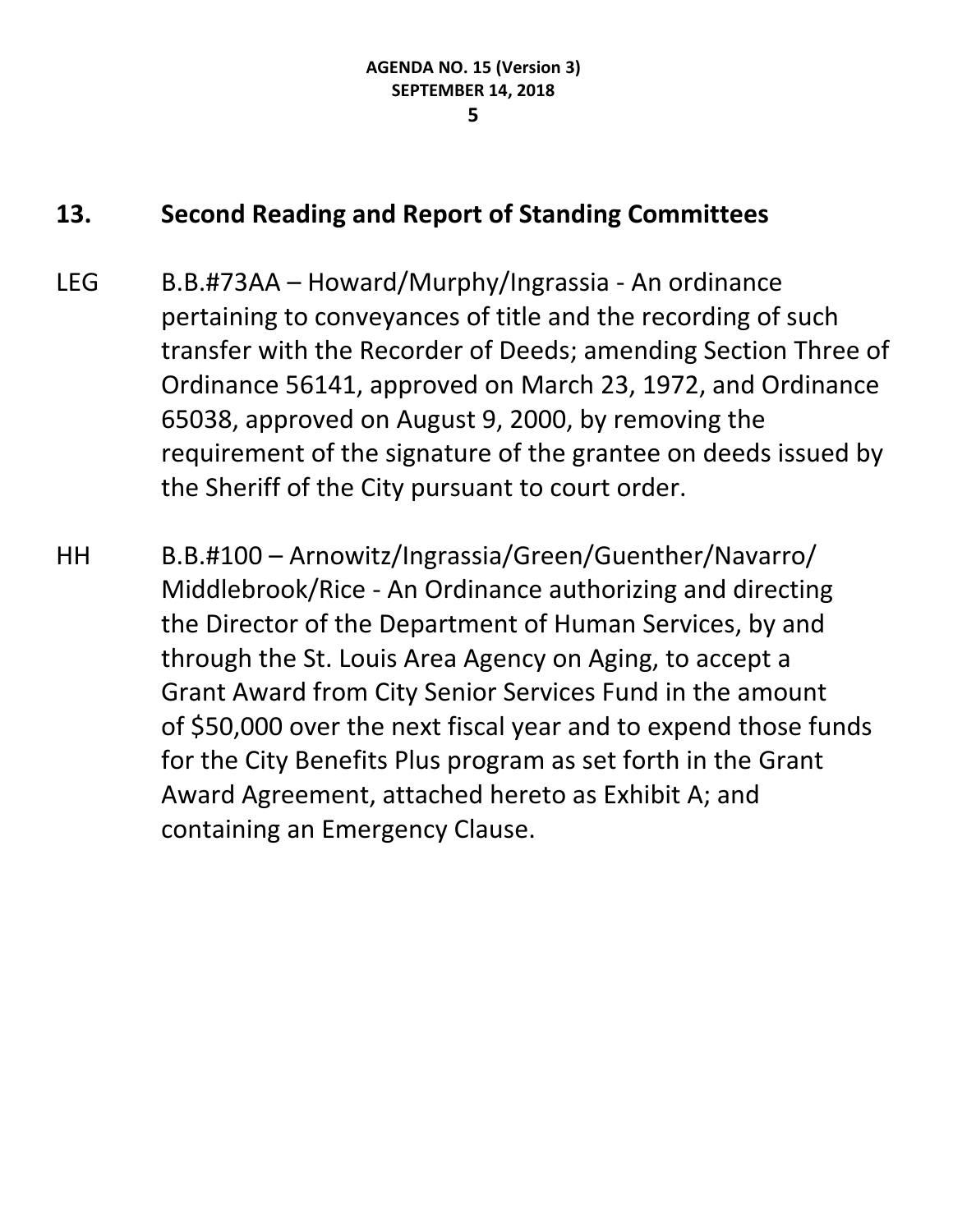## 13. Second Reading and Report of Standing Committees

LEG B.B.#73AA – Howard/Murphy/Ingrassia - An ordinance pertaining to conveyances of title and the recording of such transfer with the Recorder of Deeds; amending Section Three of Ordinance 56141, approved on March 23, 1972, and Ordinance 65038, approved on August 9, 2000, by removing the requirement of the signature of the grantee on deeds issued by the Sheriff of the City pursuant to court order.

HH B.B.#100 – Arnowitz/Ingrassia/Green/Guenther/Navarro/Middlebrook/Rice - An Ordinance authorizing and directing the Director of the Department of Human Services, by and through the St. Louis Area Agency on Aging, to accept a Grant Award from City Senior Services Fund in the amount of $50,000 over the next fiscal year and to expend those funds for the City Benefits Plus program as set forth in the Grant Award Agreement, attached hereto as Exhibit A; and containing an Emergency Clause.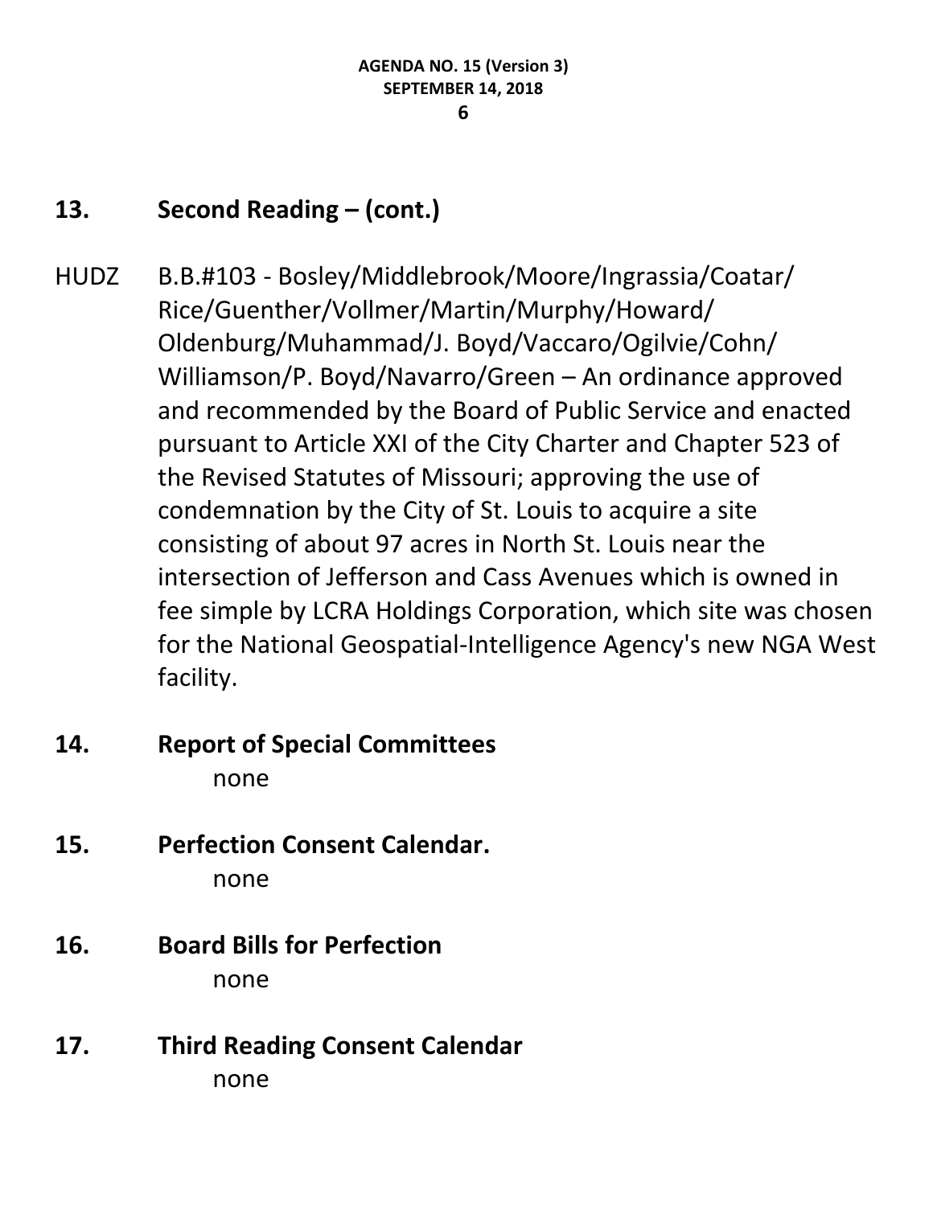## 13. Second Reading – (cont.)

HUDZ B.B.#103 - Bosley/Middlebrook/Moore/Ingrassia/Coatar/Rice/Guenther/Vollmer/Martin/Murphy/Howard/Oldenburg/Muhammad/J. Boyd/Vaccaro/Ogilvie/Cohn/Williamson/P. Boyd/Navarro/Green – An ordinance approved and recommended by the Board of Public Service and enacted pursuant to Article XXI of the City Charter and Chapter 523 of the Revised Statutes of Missouri; approving the use of condemnation by the City of St. Louis to acquire a site consisting of about 97 acres in North St. Louis near the intersection of Jefferson and Cass Avenues which is owned in fee simple by LCRA Holdings Corporation, which site was chosen for the National Geospatial-Intelligence Agency's new NGA West facility.

## 14. Report of Special Committees

none

## 15. Perfection Consent Calendar.

none

## 16. Board Bills for Perfection

none

## 17. Third Reading Consent Calendar

none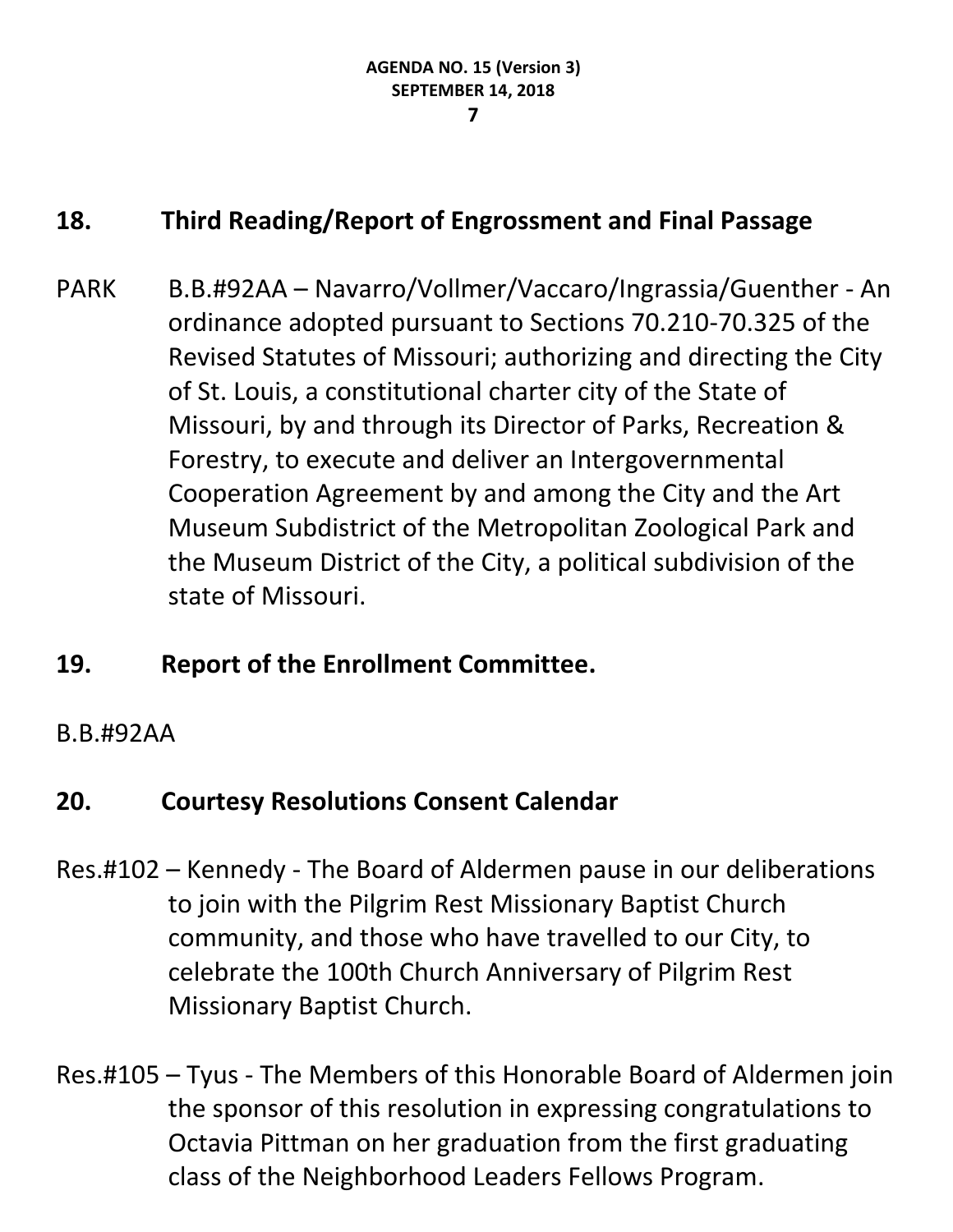## 18. Third Reading/Report of Engrossment and Final Passage

PARK B.B.#92AA – Navarro/Vollmer/Vaccaro/Ingrassia/Guenther - An ordinance adopted pursuant to Sections 70.210-70.325 of the Revised Statutes of Missouri; authorizing and directing the City of St. Louis, a constitutional charter city of the State of Missouri, by and through its Director of Parks, Recreation & Forestry, to execute and deliver an Intergovernmental Cooperation Agreement by and among the City and the Art Museum Subdistrict of the Metropolitan Zoological Park and the Museum District of the City, a political subdivision of the state of Missouri.

## 19. Report of the Enrollment Committee.

B.B.#92AA

## 20. Courtesy Resolutions Consent Calendar

Res.#102 – Kennedy - The Board of Aldermen pause in our deliberations to join with the Pilgrim Rest Missionary Baptist Church community, and those who have travelled to our City, to celebrate the 100th Church Anniversary of Pilgrim Rest Missionary Baptist Church.

Res.#105 – Tyus - The Members of this Honorable Board of Aldermen join the sponsor of this resolution in expressing congratulations to Octavia Pittman on her graduation from the first graduating class of the Neighborhood Leaders Fellows Program.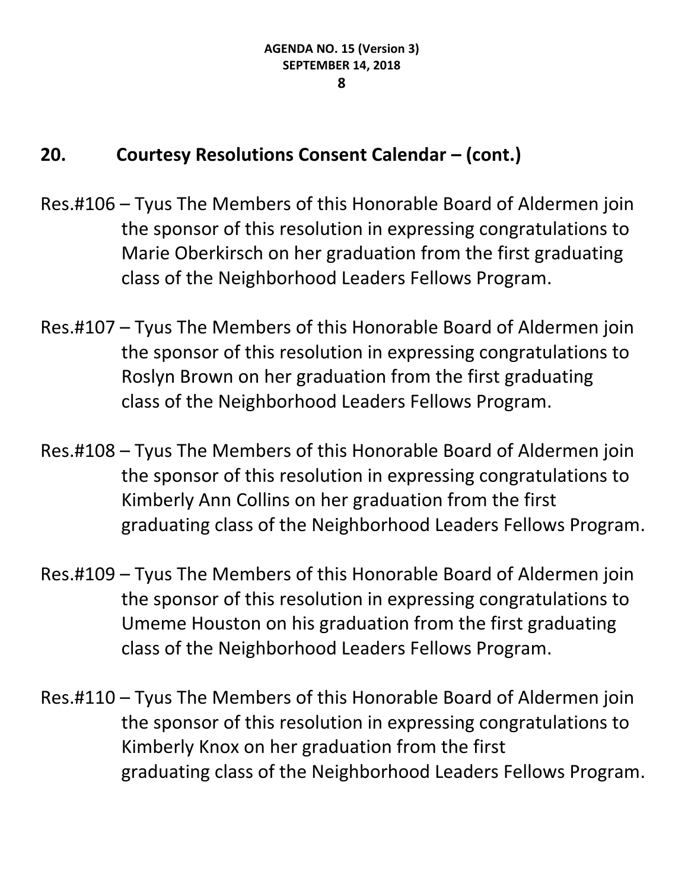## 20. Courtesy Resolutions Consent Calendar – (cont.)

Res.#106 – Tyus The Members of this Honorable Board of Aldermen join the sponsor of this resolution in expressing congratulations to Marie Oberkirsch on her graduation from the first graduating class of the Neighborhood Leaders Fellows Program.

Res.#107 – Tyus The Members of this Honorable Board of Aldermen join the sponsor of this resolution in expressing congratulations to Roslyn Brown on her graduation from the first graduating class of the Neighborhood Leaders Fellows Program.

Res.#108 – Tyus The Members of this Honorable Board of Aldermen join the sponsor of this resolution in expressing congratulations to Kimberly Ann Collins on her graduation from the first graduating class of the Neighborhood Leaders Fellows Program.

Res.#109 – Tyus The Members of this Honorable Board of Aldermen join the sponsor of this resolution in expressing congratulations to Umeme Houston on his graduation from the first graduating class of the Neighborhood Leaders Fellows Program.

Res.#110 – Tyus The Members of this Honorable Board of Aldermen join the sponsor of this resolution in expressing congratulations to Kimberly Knox on her graduation from the first graduating class of the Neighborhood Leaders Fellows Program.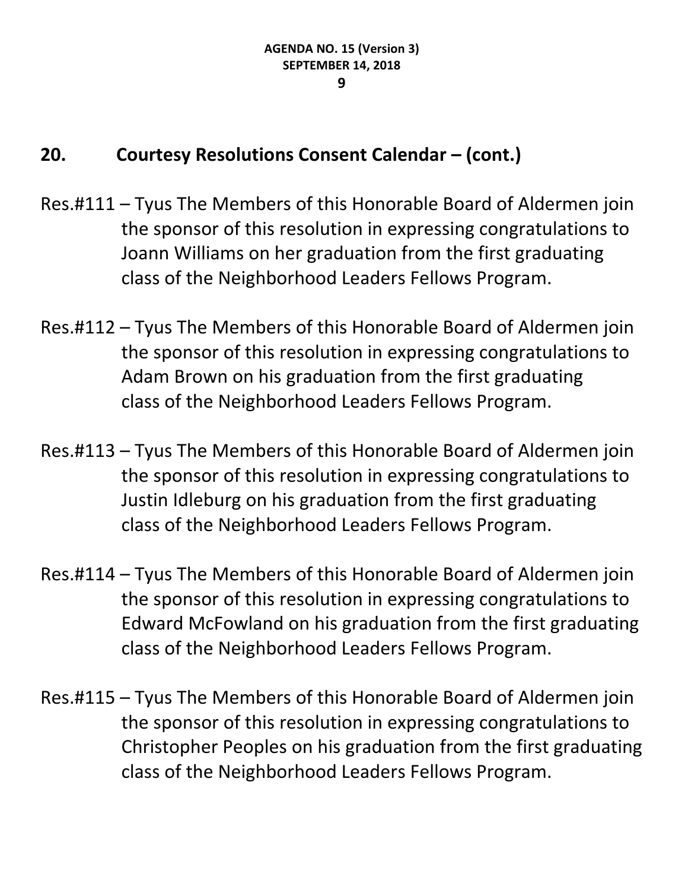## 20. Courtesy Resolutions Consent Calendar – (cont.)

Res.#111 – Tyus The Members of this Honorable Board of Aldermen join the sponsor of this resolution in expressing congratulations to Joann Williams on her graduation from the first graduating class of the Neighborhood Leaders Fellows Program.

Res.#112 – Tyus The Members of this Honorable Board of Aldermen join the sponsor of this resolution in expressing congratulations to Adam Brown on his graduation from the first graduating class of the Neighborhood Leaders Fellows Program.

Res.#113 – Tyus The Members of this Honorable Board of Aldermen join the sponsor of this resolution in expressing congratulations to Justin Idleburg on his graduation from the first graduating class of the Neighborhood Leaders Fellows Program.

Res.#114 – Tyus The Members of this Honorable Board of Aldermen join the sponsor of this resolution in expressing congratulations to Edward McFowland on his graduation from the first graduating class of the Neighborhood Leaders Fellows Program.

Res.#115 – Tyus The Members of this Honorable Board of Aldermen join the sponsor of this resolution in expressing congratulations to Christopher Peoples on his graduation from the first graduating class of the Neighborhood Leaders Fellows Program.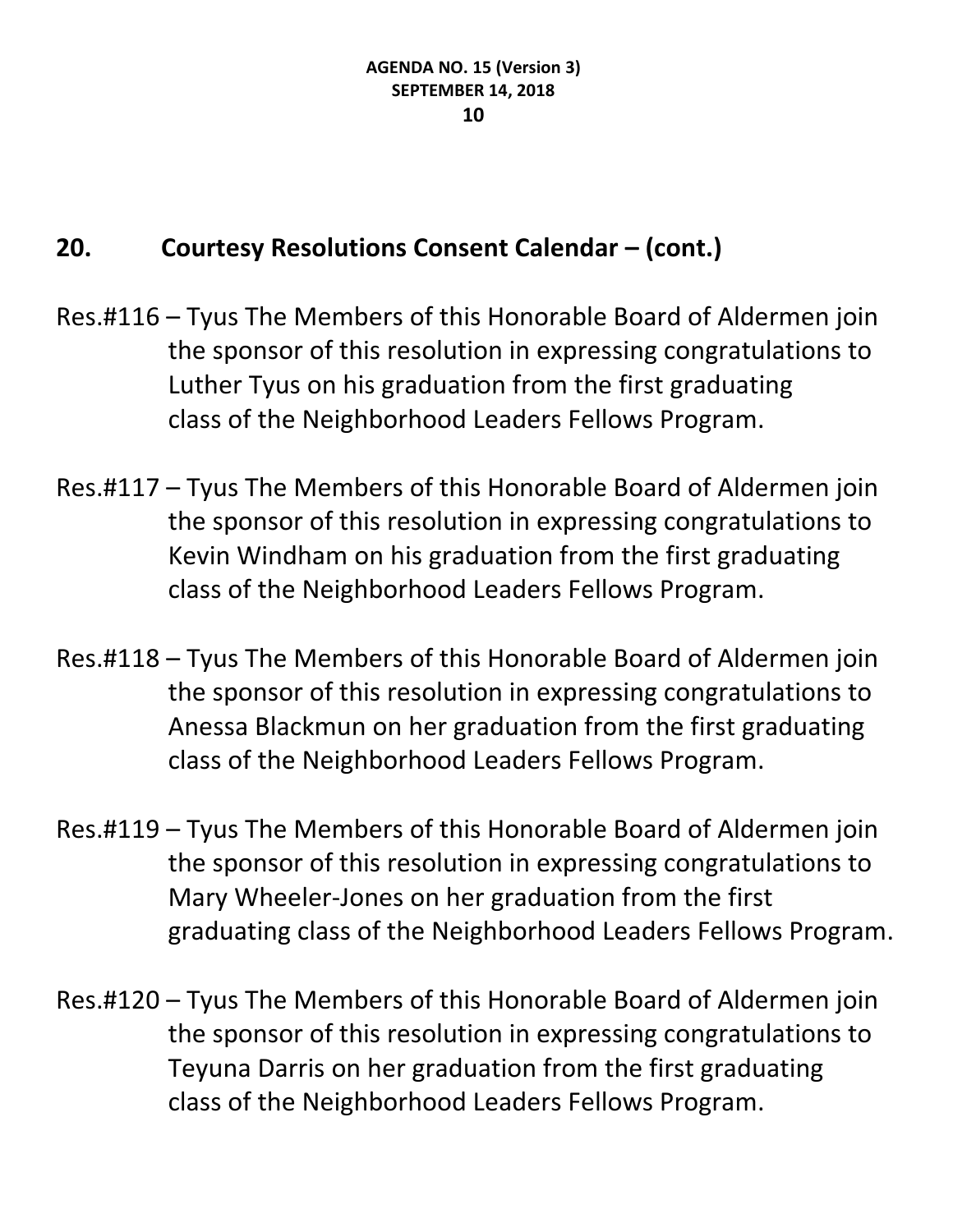## 20. Courtesy Resolutions Consent Calendar – (cont.)

Res.#116 – Tyus The Members of this Honorable Board of Aldermen join the sponsor of this resolution in expressing congratulations to Luther Tyus on his graduation from the first graduating class of the Neighborhood Leaders Fellows Program.

Res.#117 – Tyus The Members of this Honorable Board of Aldermen join the sponsor of this resolution in expressing congratulations to Kevin Windham on his graduation from the first graduating class of the Neighborhood Leaders Fellows Program.

Res.#118 – Tyus The Members of this Honorable Board of Aldermen join the sponsor of this resolution in expressing congratulations to Anessa Blackmun on her graduation from the first graduating class of the Neighborhood Leaders Fellows Program.

Res.#119 – Tyus The Members of this Honorable Board of Aldermen join the sponsor of this resolution in expressing congratulations to Mary Wheeler-Jones on her graduation from the first graduating class of the Neighborhood Leaders Fellows Program.

Res.#120 – Tyus The Members of this Honorable Board of Aldermen join the sponsor of this resolution in expressing congratulations to Teyuna Darris on her graduation from the first graduating class of the Neighborhood Leaders Fellows Program.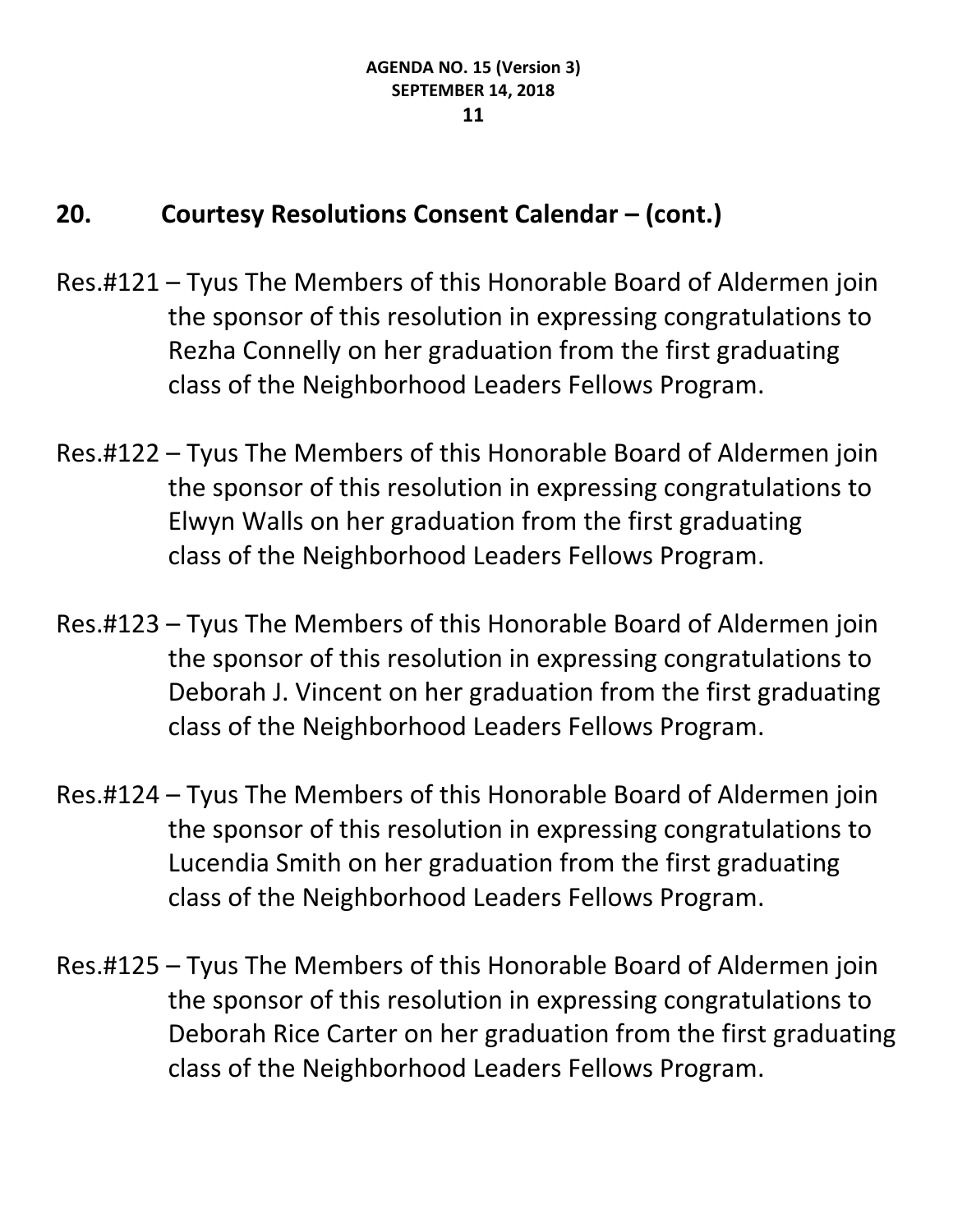## 20. Courtesy Resolutions Consent Calendar – (cont.)

Res.#121 – Tyus The Members of this Honorable Board of Aldermen join the sponsor of this resolution in expressing congratulations to Rezha Connelly on her graduation from the first graduating class of the Neighborhood Leaders Fellows Program.

Res.#122 – Tyus The Members of this Honorable Board of Aldermen join the sponsor of this resolution in expressing congratulations to Elwyn Walls on her graduation from the first graduating class of the Neighborhood Leaders Fellows Program.

Res.#123 – Tyus The Members of this Honorable Board of Aldermen join the sponsor of this resolution in expressing congratulations to Deborah J. Vincent on her graduation from the first graduating class of the Neighborhood Leaders Fellows Program.

Res.#124 – Tyus The Members of this Honorable Board of Aldermen join the sponsor of this resolution in expressing congratulations to Lucendia Smith on her graduation from the first graduating class of the Neighborhood Leaders Fellows Program.

Res.#125 – Tyus The Members of this Honorable Board of Aldermen join the sponsor of this resolution in expressing congratulations to Deborah Rice Carter on her graduation from the first graduating class of the Neighborhood Leaders Fellows Program.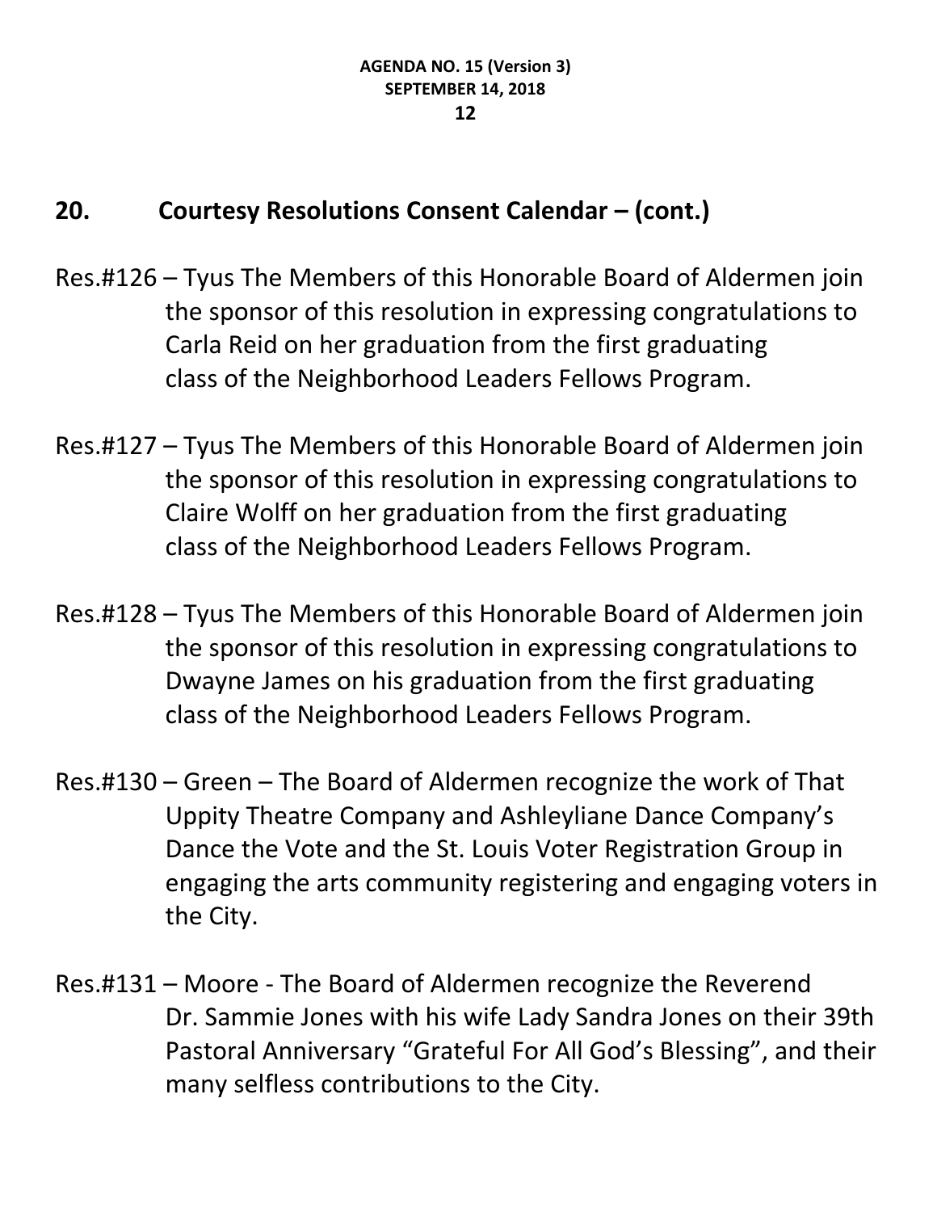## 20. Courtesy Resolutions Consent Calendar – (cont.)

Res.#126 – Tyus The Members of this Honorable Board of Aldermen join the sponsor of this resolution in expressing congratulations to Carla Reid on her graduation from the first graduating class of the Neighborhood Leaders Fellows Program.

Res.#127 – Tyus The Members of this Honorable Board of Aldermen join the sponsor of this resolution in expressing congratulations to Claire Wolff on her graduation from the first graduating class of the Neighborhood Leaders Fellows Program.

Res.#128 – Tyus The Members of this Honorable Board of Aldermen join the sponsor of this resolution in expressing congratulations to Dwayne James on his graduation from the first graduating class of the Neighborhood Leaders Fellows Program.

Res.#130 – Green – The Board of Aldermen recognize the work of That Uppity Theatre Company and Ashleyliane Dance Company's Dance the Vote and the St. Louis Voter Registration Group in engaging the arts community registering and engaging voters in the City.

Res.#131 – Moore - The Board of Aldermen recognize the Reverend Dr. Sammie Jones with his wife Lady Sandra Jones on their 39th Pastoral Anniversary "Grateful For All God's Blessing", and their many selfless contributions to the City.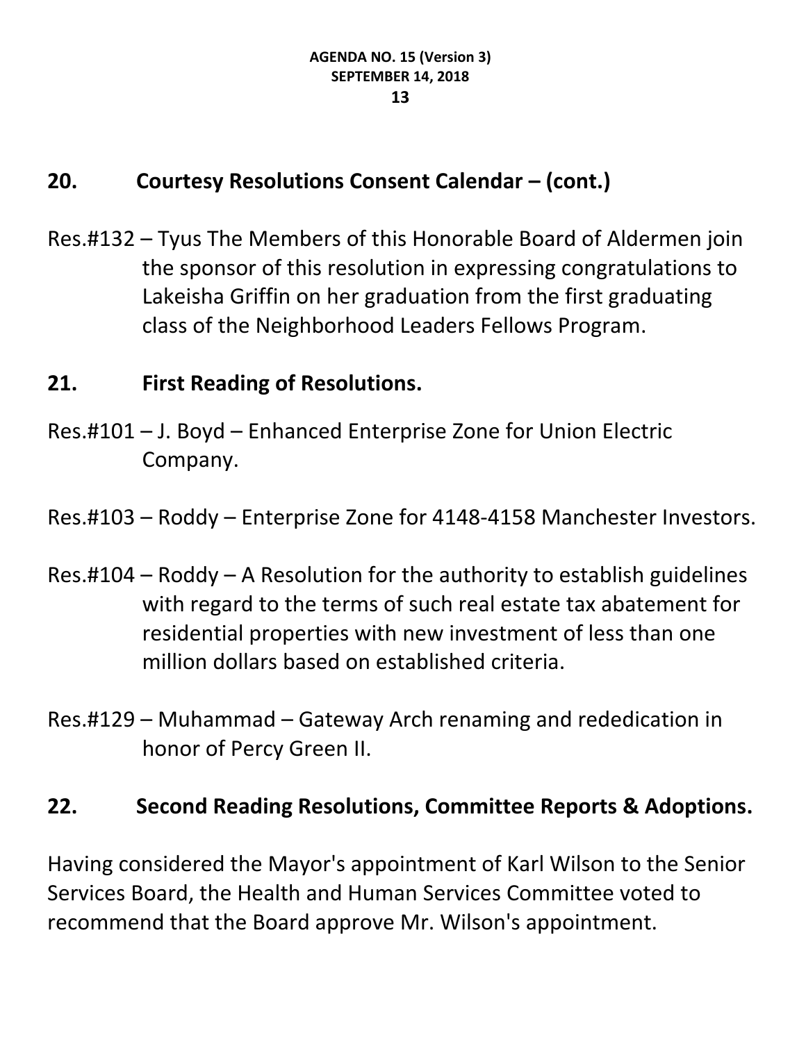## 20. Courtesy Resolutions Consent Calendar – (cont.)

Res.#132 – Tyus The Members of this Honorable Board of Aldermen join the sponsor of this resolution in expressing congratulations to Lakeisha Griffin on her graduation from the first graduating class of the Neighborhood Leaders Fellows Program.

## 21. First Reading of Resolutions.

Res.#101 – J. Boyd – Enhanced Enterprise Zone for Union Electric Company.

Res.#103 – Roddy – Enterprise Zone for 4148-4158 Manchester Investors.

Res.#104 – Roddy – A Resolution for the authority to establish guidelines with regard to the terms of such real estate tax abatement for residential properties with new investment of less than one million dollars based on established criteria.

Res.#129 – Muhammad – Gateway Arch renaming and rededication in honor of Percy Green II.

## 22. Second Reading Resolutions, Committee Reports & Adoptions.

Having considered the Mayor's appointment of Karl Wilson to the Senior Services Board, the Health and Human Services Committee voted to recommend that the Board approve Mr. Wilson's appointment.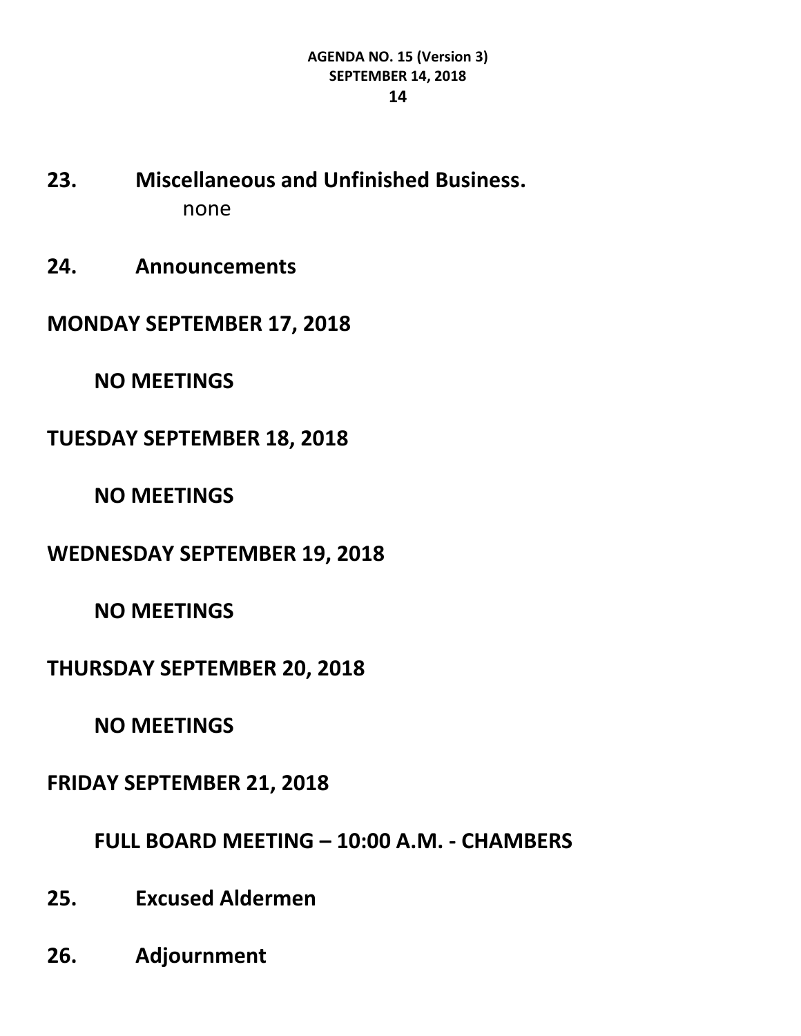**23. Miscellaneous and Unfinished Business.**

none

**24. Announcements**

**MONDAY SEPTEMBER 17, 2018**

**NO MEETINGS**

**TUESDAY SEPTEMBER 18, 2018**

**NO MEETINGS**

**WEDNESDAY SEPTEMBER 19, 2018**

**NO MEETINGS**

**THURSDAY SEPTEMBER 20, 2018**

**NO MEETINGS**

**FRIDAY SEPTEMBER 21, 2018**

**FULL BOARD MEETING – 10:00 A.M. - CHAMBERS**

**25. Excused Aldermen**

**26. Adjournment**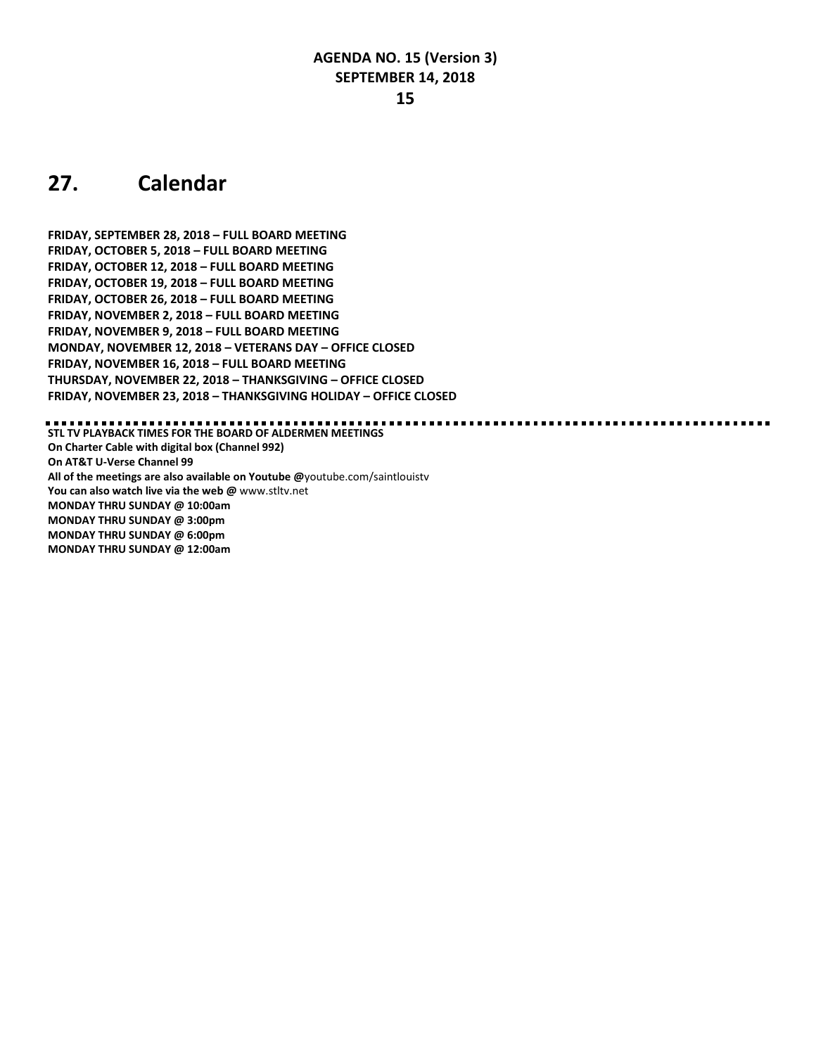# 27. Calendar

**FRIDAY, SEPTEMBER 28, 2018 – FULL BOARD MEETING**
**FRIDAY, OCTOBER 5, 2018 – FULL BOARD MEETING**
**FRIDAY, OCTOBER 12, 2018 – FULL BOARD MEETING**
**FRIDAY, OCTOBER 19, 2018 – FULL BOARD MEETING**
**FRIDAY, OCTOBER 26, 2018 – FULL BOARD MEETING**
**FRIDAY, NOVEMBER 2, 2018 – FULL BOARD MEETING**
**FRIDAY, NOVEMBER 9, 2018 – FULL BOARD MEETING**
**MONDAY, NOVEMBER 12, 2018 – VETERANS DAY – OFFICE CLOSED**
**FRIDAY, NOVEMBER 16, 2018 – FULL BOARD MEETING**
**THURSDAY, NOVEMBER 22, 2018 – THANKSGIVING – OFFICE CLOSED**
**FRIDAY, NOVEMBER 23, 2018 – THANKSGIVING HOLIDAY – OFFICE CLOSED**

---

**STL TV PLAYBACK TIMES FOR THE BOARD OF ALDERMEN MEETINGS**
**On Charter Cable with digital box (Channel 992)**
**On AT&T U-Verse Channel 99**
**All of the meetings are also available on Youtube @**youtube.com/saintlouistv
**You can also watch live via the web @** www.stltv.net
**MONDAY THRU SUNDAY @ 10:00am**
**MONDAY THRU SUNDAY @ 3:00pm**
**MONDAY THRU SUNDAY @ 6:00pm**
**MONDAY THRU SUNDAY @ 12:00am**